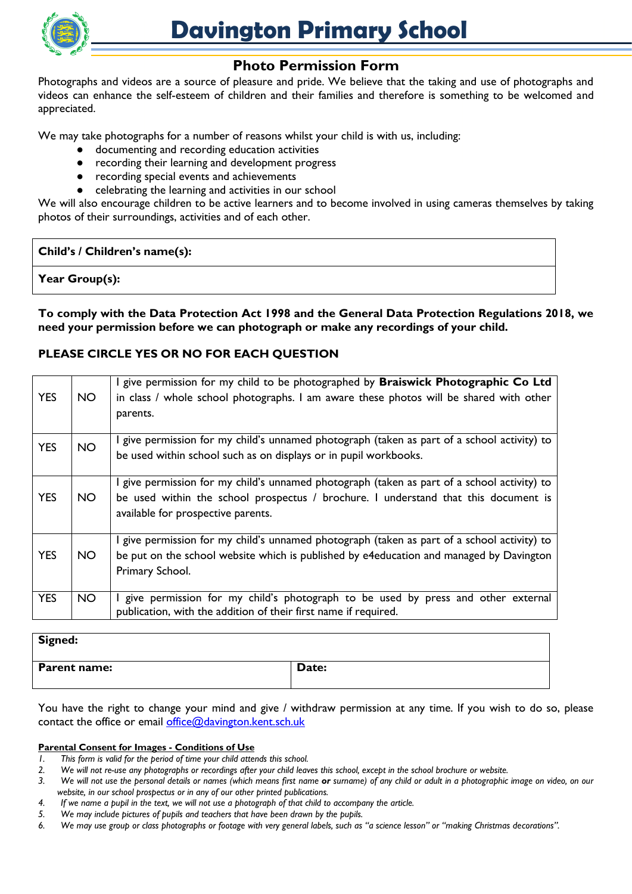# Davington Primary School

## Photo Permission Form

Photographs and videos are a source of pleasure and pride. We believe that the taking and use of photographs and videos can enhance the self-esteem of children and their families and therefore is something to be welcomed and appreciated.

We may take photographs for a number of reasons whilst your child is with us, including:

- documenting and recording education activities
- recording their learning and development progress
- recording special events and achievements
- celebrating the learning and activities in our school

We will also encourage children to be active learners and to become involved in using cameras themselves by taking photos of their surroundings, activities and of each other.

| **Child's / Children's name(s):** |
|---|
| **Year Group(s):** |

**To comply with the Data Protection Act 1998 and the General Data Protection Regulations 2018, we need your permission before we can photograph or make any recordings of your child.**

**PLEASE CIRCLE YES OR NO FOR EACH QUESTION**

| | | |
|---|---|---|
| YES | NO | I give permission for my child to be photographed by **Braiswick Photographic Co Ltd** in class / whole school photographs. I am aware these photos will be shared with other parents. |
| YES | NO | I give permission for my child's unnamed photograph (taken as part of a school activity) to be used within school such as on displays or in pupil workbooks. |
| YES | NO | I give permission for my child's unnamed photograph (taken as part of a school activity) to be used within the school prospectus / brochure. I understand that this document is available for prospective parents. |
| YES | NO | I give permission for my child's unnamed photograph (taken as part of a school activity) to be put on the school website which is published by e4education and managed by Davington Primary School. |
| YES | NO | I give permission for my child's photograph to be used by press and other external publication, with the addition of their first name if required. |

| **Signed:** | |
|---|---|
| **Parent name:** | **Date:** |

You have the right to change your mind and give / withdraw permission at any time. If you wish to do so, please contact the office or email office@davington.kent.sch.uk

**Parental Consent for Images - Conditions of Use**

1. *This form is valid for the period of time your child attends this school.*
2. *We will not re-use any photographs or recordings after your child leaves this school, except in the school brochure or website.*
3. *We will not use the personal details or names (which means first name **or** surname) of any child or adult in a photographic image on video, on our website, in our school prospectus or in any of our other printed publications.*
4. *If we name a pupil in the text, we will not use a photograph of that child to accompany the article.*
5. *We may include pictures of pupils and teachers that have been drawn by the pupils.*
6. *We may use group or class photographs or footage with very general labels, such as "a science lesson" or "making Christmas decorations".*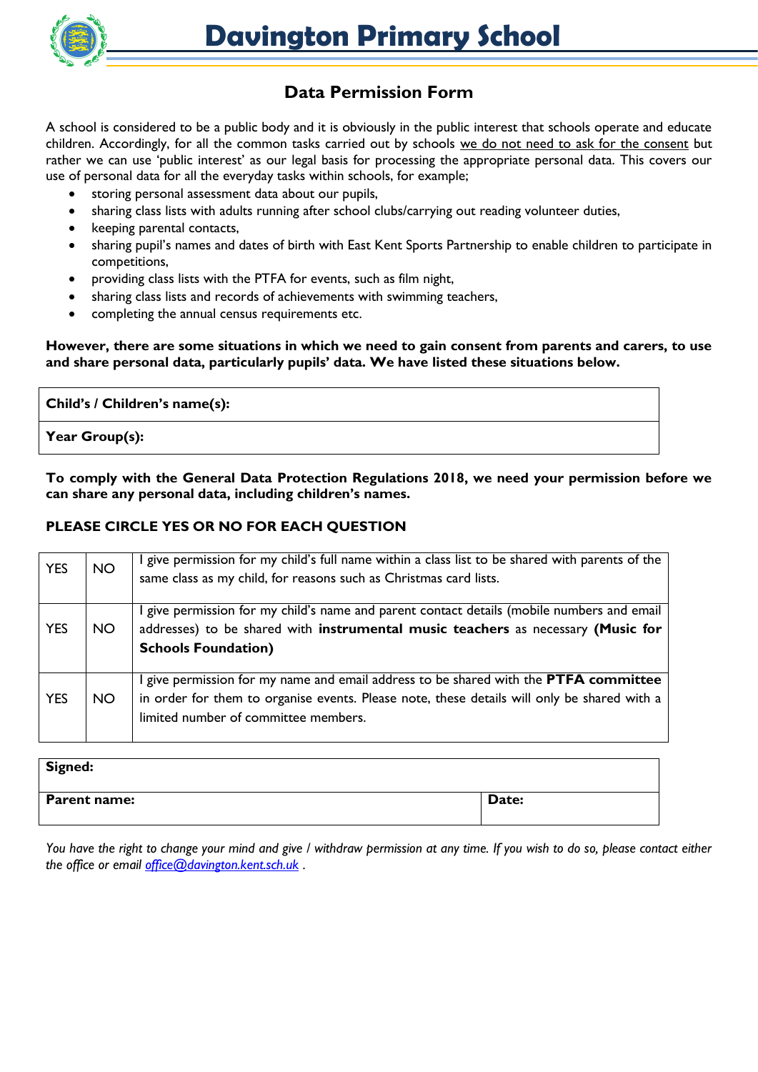# Davington Primary School

## Data Permission Form

A school is considered to be a public body and it is obviously in the public interest that schools operate and educate children. Accordingly, for all the common tasks carried out by schools we do not need to ask for the consent but rather we can use 'public interest' as our legal basis for processing the appropriate personal data. This covers our use of personal data for all the everyday tasks within schools, for example;

- storing personal assessment data about our pupils,
- sharing class lists with adults running after school clubs/carrying out reading volunteer duties,
- keeping parental contacts,
- sharing pupil's names and dates of birth with East Kent Sports Partnership to enable children to participate in competitions,
- providing class lists with the PTFA for events, such as film night,
- sharing class lists and records of achievements with swimming teachers,
- completing the annual census requirements etc.

**However, there are some situations in which we need to gain consent from parents and carers, to use and share personal data, particularly pupils' data. We have listed these situations below.**

| |
|---|
| **Child's / Children's name(s):** |
| **Year Group(s):** |

**To comply with the General Data Protection Regulations 2018, we need your permission before we can share any personal data, including children's names.**

**PLEASE CIRCLE YES OR NO FOR EACH QUESTION**

| | | |
|---|---|---|
| YES | NO | I give permission for my child's full name within a class list to be shared with parents of the same class as my child, for reasons such as Christmas card lists. |
| YES | NO | I give permission for my child's name and parent contact details (mobile numbers and email addresses) to be shared with **instrumental music teachers** as necessary **(Music for Schools Foundation)** |
| YES | NO | I give permission for my name and email address to be shared with the **PTFA committee** in order for them to organise events. Please note, these details will only be shared with a limited number of committee members. |

| | |
|---|---|
| **Signed:** | |
| **Parent name:** | **Date:** |

*You have the right to change your mind and give / withdraw permission at any time. If you wish to do so, please contact either the office or email office@davington.kent.sch.uk .*